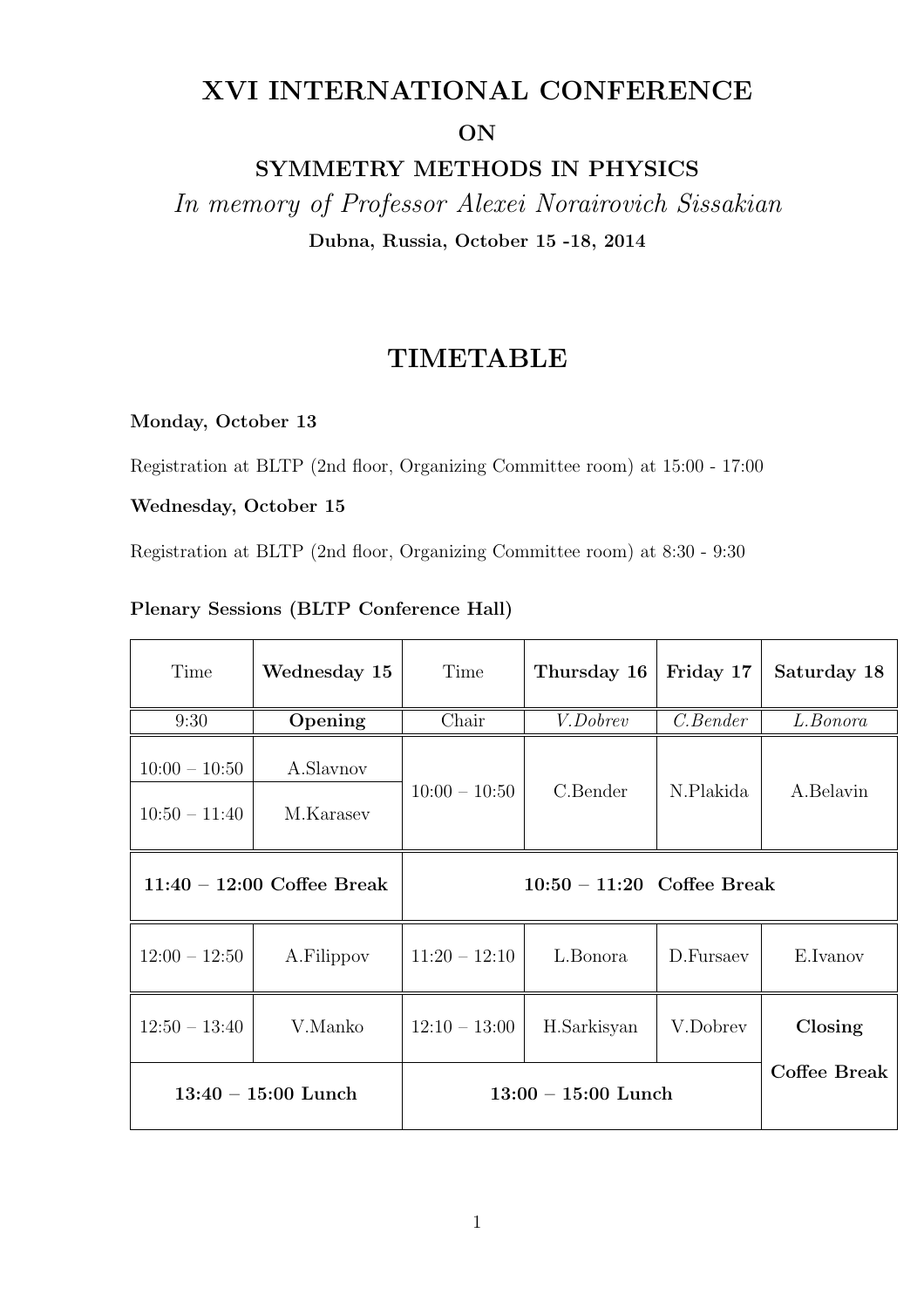# XVI INTERNATIONAL CONFERENCE

## ON

## SYMMETRY METHODS IN PHYSICS

*In memory of Professor Alexei Norairovich Sissakian*

**Dubna, Russia, October 15 -18, 2014**

# TIMETABLE

**Monday, October 13**

Registration at BLTP (2nd floor, Organizing Committee room) at 15:00 - 17:00

**Wednesday, October 15**

Registration at BLTP (2nd floor, Organizing Committee room) at 8:30 - 9:30

**Plenary Sessions (BLTP Conference Hall)**

| Time | **Wednesday 15** | Time | **Thursday 16** | **Friday 17** | **Saturday 18** |
|---|---|---|---|---|---|
| 9:30 | **Opening** | Chair | *V.Dobrev* | *C.Bender* | *L.Bonora* |
| 10:00 – 10:50 | A.Slavnov | 10:00 – 10:50 | C.Bender | N.Plakida | A.Belavin |
| 10:50 – 11:40 | M.Karasev | | | | |
| **11:40 – 12:00 Coffee Break** | | **10:50 – 11:20 Coffee Break** | | | |
| 12:00 – 12:50 | A.Filippov | 11:20 – 12:10 | L.Bonora | D.Fursaev | E.Ivanov |
| 12:50 – 13:40 | V.Manko | 12:10 – 13:00 | H.Sarkisyan | V.Dobrev | **Closing** |
| **13:40 – 15:00 Lunch** | | **13:00 – 15:00 Lunch** | | | **Coffee Break** |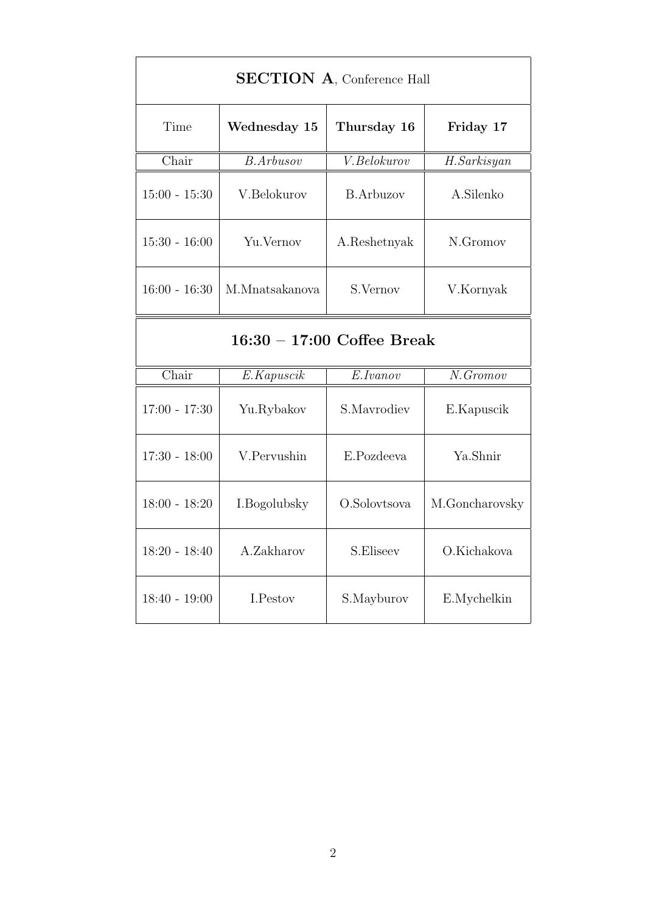**SECTION A**, Conference Hall

| Time | **Wednesday 15** | **Thursday 16** | **Friday 17** |
|---|---|---|---|
| Chair | *B.Arbusov* | *V.Belokurov* | *H.Sarkisyan* |
| 15:00 - 15:30 | V.Belokurov | B.Arbuzov | A.Silenko |
| 15:30 - 16:00 | Yu.Vernov | A.Reshetnyak | N.Gromov |
| 16:00 - 16:30 | M.Mnatsakanova | S.Vernov | V.Kornyak |
| **16:30 – 17:00 Coffee Break** | | | |
| Chair | *E.Kapuscik* | *E.Ivanov* | *N.Gromov* |
| 17:00 - 17:30 | Yu.Rybakov | S.Mavrodiev | E.Kapuscik |
| 17:30 - 18:00 | V.Pervushin | E.Pozdeeva | Ya.Shnir |
| 18:00 - 18:20 | I.Bogolubsky | O.Solovtsova | M.Goncharovsky |
| 18:20 - 18:40 | A.Zakharov | S.Eliseev | O.Kichakova |
| 18:40 - 19:00 | I.Pestov | S.Mayburov | E.Mychelkin |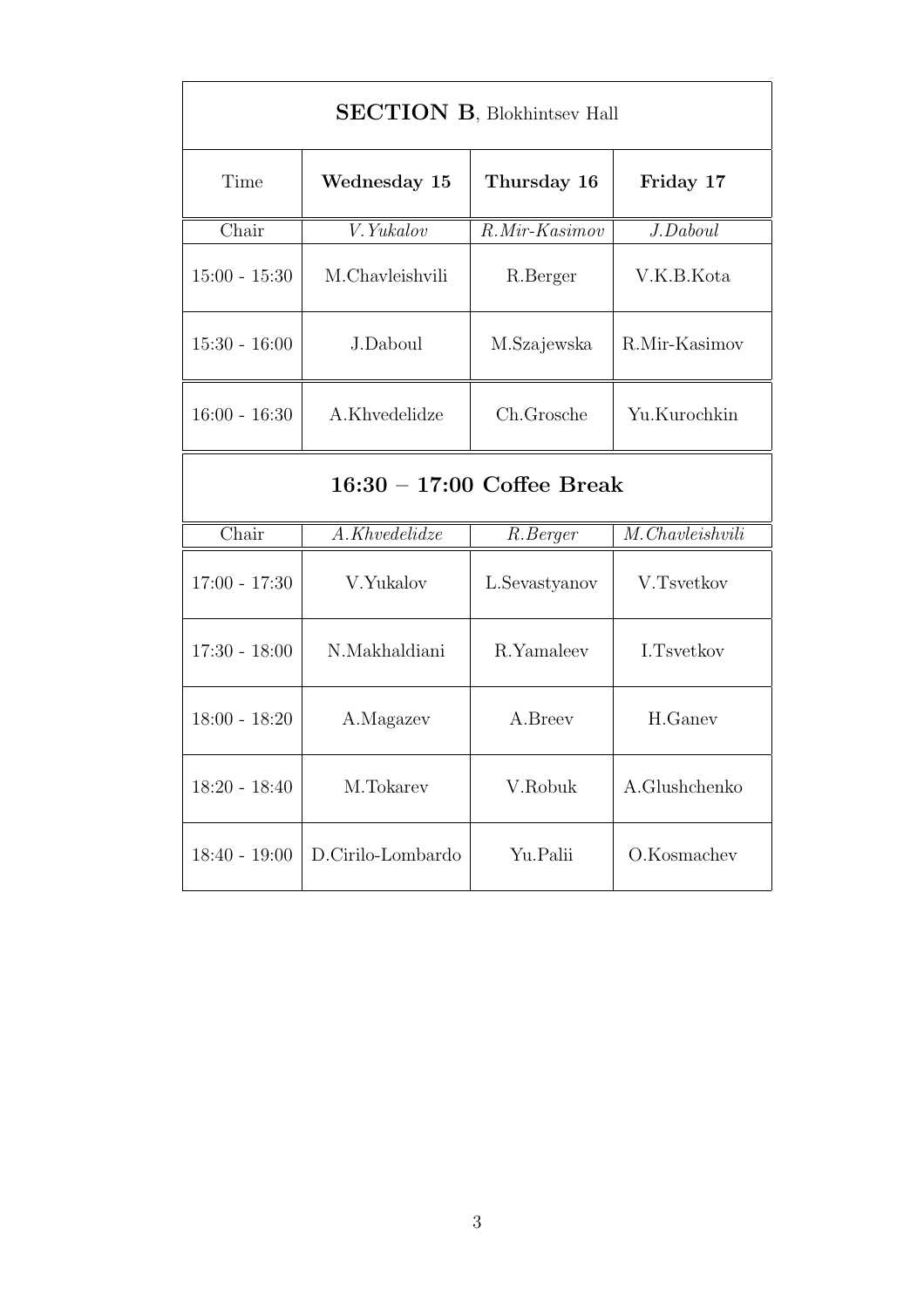## **SECTION B**, Blokhintsev Hall

| Time | **Wednesday 15** | **Thursday 16** | **Friday 17** |
|---|---|---|---|
| Chair | *V.Yukalov* | *R.Mir-Kasimov* | *J.Daboul* |
| 15:00 - 15:30 | M.Chavleishvili | R.Berger | V.K.B.Kota |
| 15:30 - 16:00 | J.Daboul | M.Szajewska | R.Mir-Kasimov |
| 16:00 - 16:30 | A.Khvedelidze | Ch.Grosche | Yu.Kurochkin |
| **16:30 – 17:00 Coffee Break** | | | |
| Chair | *A.Khvedelidze* | *R.Berger* | *M.Chavleishvili* |
| 17:00 - 17:30 | V.Yukalov | L.Sevastyanov | V.Tsvetkov |
| 17:30 - 18:00 | N.Makhaldiani | R.Yamaleev | I.Tsvetkov |
| 18:00 - 18:20 | A.Magazev | A.Breev | H.Ganev |
| 18:20 - 18:40 | M.Tokarev | V.Robuk | A.Glushchenko |
| 18:40 - 19:00 | D.Cirilo-Lombardo | Yu.Palii | O.Kosmachev |